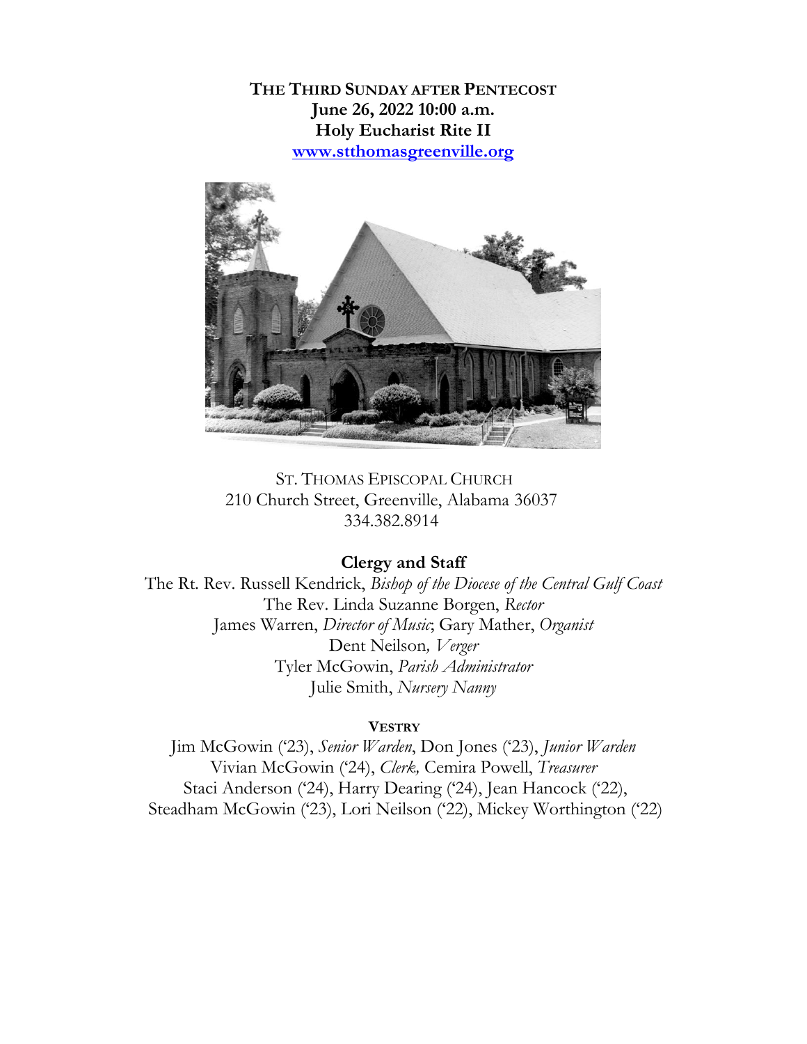**THE THIRD SUNDAY AFTER PENTECOST**
**June 26, 2022 10:00 a.m.**
**Holy Eucharist Rite II**
**[www.stthomasgreenville.org](http://www.stthomasgreenville.org)**

ST. THOMAS EPISCOPAL CHURCH
210 Church Street, Greenville, Alabama 36037
334.382.8914

**Clergy and Staff**

The Rt. Rev. Russell Kendrick, *Bishop of the Diocese of the Central Gulf Coast*
The Rev. Linda Suzanne Borgen, *Rector*
James Warren, *Director of Music*; Gary Mather, *Organist*
Dent Neilson*, Verger*
Tyler McGowin, *Parish Administrator*
Julie Smith, *Nursery Nanny*

**VESTRY**

Jim McGowin ('23), *Senior Warden*, Don Jones ('23), *Junior Warden*
Vivian McGowin ('24), *Clerk,* Cemira Powell, *Treasurer*
Staci Anderson ('24), Harry Dearing ('24), Jean Hancock ('22),
Steadham McGowin ('23), Lori Neilson ('22), Mickey Worthington ('22)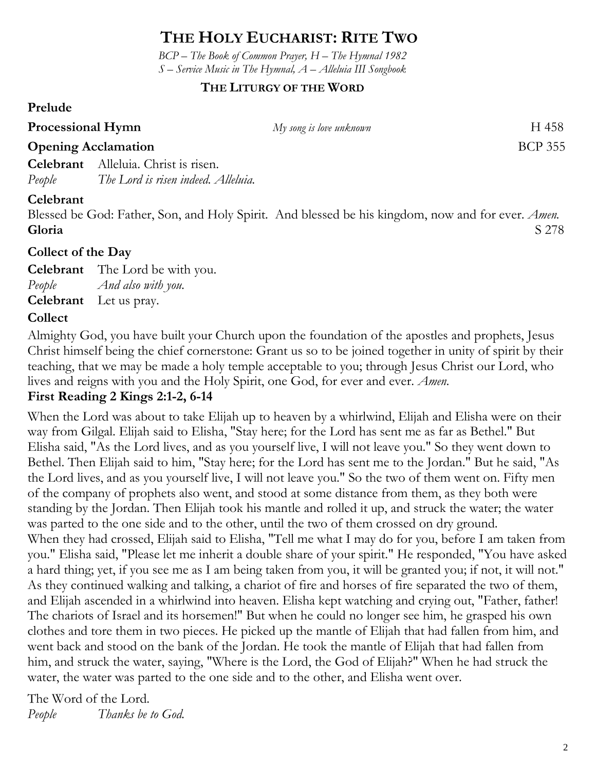# The Holy Eucharist: Rite Two

*BCP – The Book of Common Prayer, H – The Hymnal 1982*
*S – Service Music in The Hymnal, A – Alleluia III Songbook*

## The Liturgy of the Word

**Prelude**

**Processional Hymn** *My song is love unknown* H 458

**Opening Acclamation** BCP 355

**Celebrant** Alleluia. Christ is risen.
*People* *The Lord is risen indeed. Alleluia.*

**Celebrant**
Blessed be God: Father, Son, and Holy Spirit. And blessed be his kingdom, now and for ever. *Amen.*

**Gloria** S 278

**Collect of the Day**

**Celebrant** The Lord be with you.
*People* *And also with you.*
**Celebrant** Let us pray.

**Collect**

Almighty God, you have built your Church upon the foundation of the apostles and prophets, Jesus Christ himself being the chief cornerstone: Grant us so to be joined together in unity of spirit by their teaching, that we may be made a holy temple acceptable to you; through Jesus Christ our Lord, who lives and reigns with you and the Holy Spirit, one God, for ever and ever. *Amen.*

**First Reading 2 Kings 2:1-2, 6-14**

When the Lord was about to take Elijah up to heaven by a whirlwind, Elijah and Elisha were on their way from Gilgal. Elijah said to Elisha, "Stay here; for the Lord has sent me as far as Bethel." But Elisha said, "As the Lord lives, and as you yourself live, I will not leave you." So they went down to Bethel. Then Elijah said to him, "Stay here; for the Lord has sent me to the Jordan." But he said, "As the Lord lives, and as you yourself live, I will not leave you." So the two of them went on. Fifty men of the company of prophets also went, and stood at some distance from them, as they both were standing by the Jordan. Then Elijah took his mantle and rolled it up, and struck the water; the water was parted to the one side and to the other, until the two of them crossed on dry ground.
When they had crossed, Elijah said to Elisha, "Tell me what I may do for you, before I am taken from you." Elisha said, "Please let me inherit a double share of your spirit." He responded, "You have asked a hard thing; yet, if you see me as I am being taken from you, it will be granted you; if not, it will not." As they continued walking and talking, a chariot of fire and horses of fire separated the two of them, and Elijah ascended in a whirlwind into heaven. Elisha kept watching and crying out, "Father, father! The chariots of Israel and its horsemen!" But when he could no longer see him, he grasped his own clothes and tore them in two pieces. He picked up the mantle of Elijah that had fallen from him, and went back and stood on the bank of the Jordan. He took the mantle of Elijah that had fallen from him, and struck the water, saying, "Where is the Lord, the God of Elijah?" When he had struck the water, the water was parted to the one side and to the other, and Elisha went over.

The Word of the Lord.
*People* *Thanks be to God.*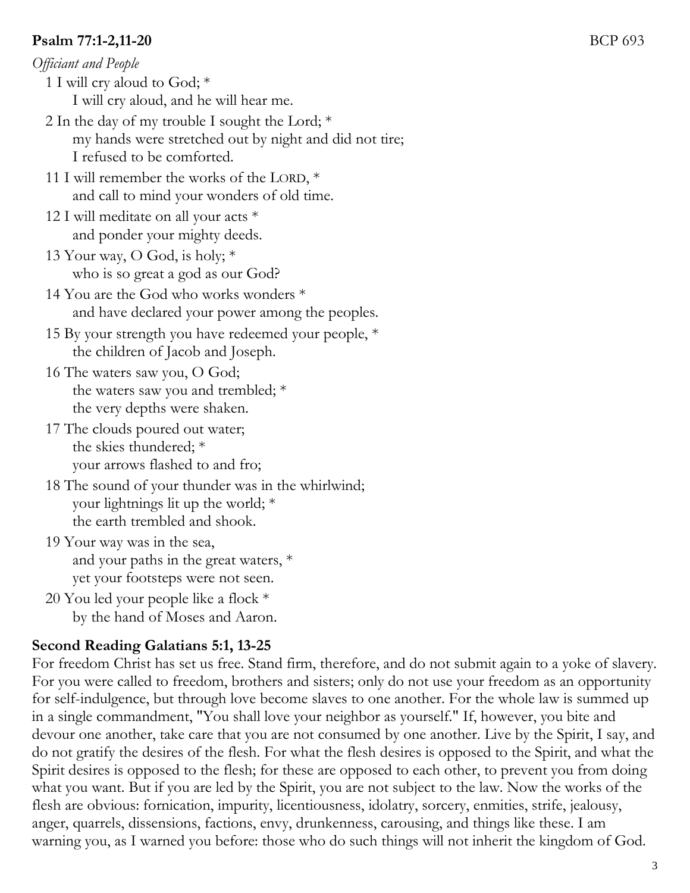**Psalm 77:1-2,11-20** BCP 693

*Officiant and People*

1 I will cry aloud to God; *
    I will cry aloud, and he will hear me.

2 In the day of my trouble I sought the Lord; *
    my hands were stretched out by night and did not tire;
    I refused to be comforted.

11 I will remember the works of the LORD, *
    and call to mind your wonders of old time.

12 I will meditate on all your acts *
    and ponder your mighty deeds.

13 Your way, O God, is holy; *
    who is so great a god as our God?

14 You are the God who works wonders *
    and have declared your power among the peoples.

15 By your strength you have redeemed your people, *
    the children of Jacob and Joseph.

16 The waters saw you, O God;
    the waters saw you and trembled; *
    the very depths were shaken.

17 The clouds poured out water;
    the skies thundered; *
    your arrows flashed to and fro;

18 The sound of your thunder was in the whirlwind;
    your lightnings lit up the world; *
    the earth trembled and shook.

19 Your way was in the sea,
    and your paths in the great waters, *
    yet your footsteps were not seen.

20 You led your people like a flock *
    by the hand of Moses and Aaron.

**Second Reading Galatians 5:1, 13-25**

For freedom Christ has set us free. Stand firm, therefore, and do not submit again to a yoke of slavery. For you were called to freedom, brothers and sisters; only do not use your freedom as an opportunity for self-indulgence, but through love become slaves to one another. For the whole law is summed up in a single commandment, "You shall love your neighbor as yourself." If, however, you bite and devour one another, take care that you are not consumed by one another. Live by the Spirit, I say, and do not gratify the desires of the flesh. For what the flesh desires is opposed to the Spirit, and what the Spirit desires is opposed to the flesh; for these are opposed to each other, to prevent you from doing what you want. But if you are led by the Spirit, you are not subject to the law. Now the works of the flesh are obvious: fornication, impurity, licentiousness, idolatry, sorcery, enmities, strife, jealousy, anger, quarrels, dissensions, factions, envy, drunkenness, carousing, and things like these. I am warning you, as I warned you before: those who do such things will not inherit the kingdom of God.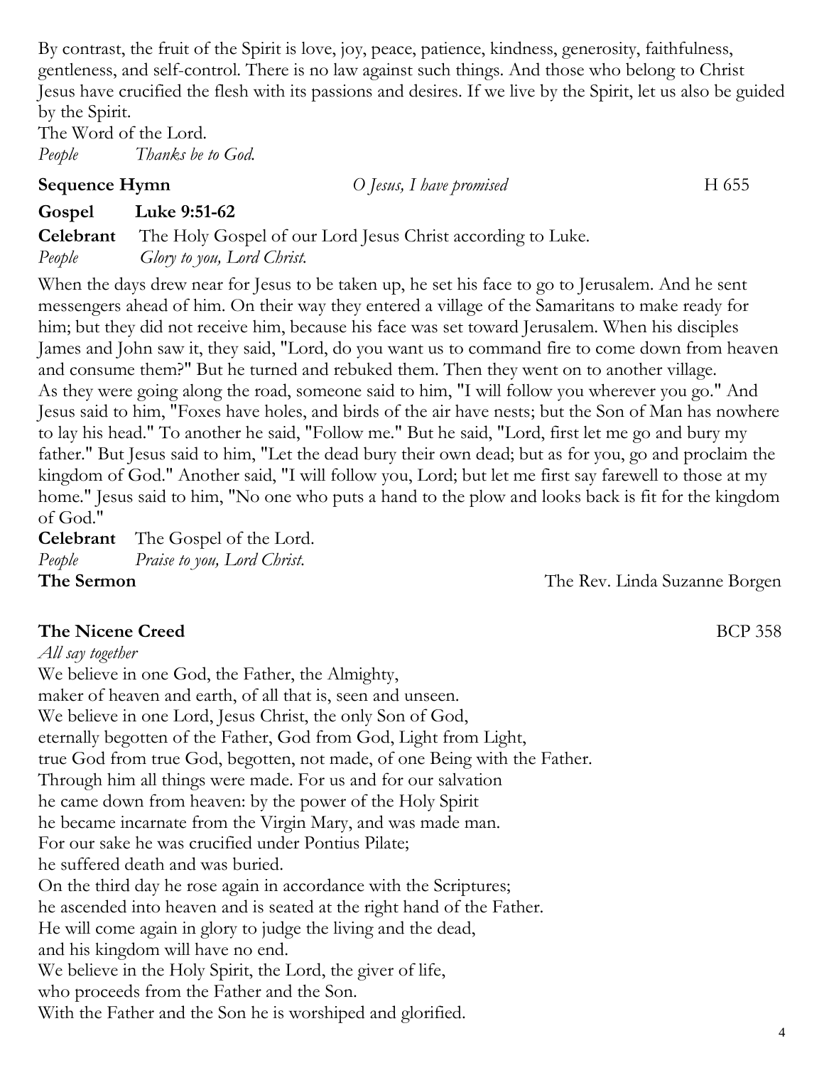By contrast, the fruit of the Spirit is love, joy, peace, patience, kindness, generosity, faithfulness, gentleness, and self-control. There is no law against such things. And those who belong to Christ Jesus have crucified the flesh with its passions and desires. If we live by the Spirit, let us also be guided by the Spirit.
The Word of the Lord.
*People* *Thanks be to God.*

**Sequence Hymn** *O Jesus, I have promised* H 655

**Gospel** **Luke 9:51-62**

**Celebrant** The Holy Gospel of our Lord Jesus Christ according to Luke.
*People* *Glory to you, Lord Christ.*

When the days drew near for Jesus to be taken up, he set his face to go to Jerusalem. And he sent messengers ahead of him. On their way they entered a village of the Samaritans to make ready for him; but they did not receive him, because his face was set toward Jerusalem. When his disciples James and John saw it, they said, "Lord, do you want us to command fire to come down from heaven and consume them?" But he turned and rebuked them. Then they went on to another village.
As they were going along the road, someone said to him, "I will follow you wherever you go." And Jesus said to him, "Foxes have holes, and birds of the air have nests; but the Son of Man has nowhere to lay his head." To another he said, "Follow me." But he said, "Lord, first let me go and bury my father." But Jesus said to him, "Let the dead bury their own dead; but as for you, go and proclaim the kingdom of God." Another said, "I will follow you, Lord; but let me first say farewell to those at my home." Jesus said to him, "No one who puts a hand to the plow and looks back is fit for the kingdom of God."

**Celebrant** The Gospel of the Lord.
*People* *Praise to you, Lord Christ.*

**The Sermon** The Rev. Linda Suzanne Borgen

**The Nicene Creed** BCP 358

*All say together*

We believe in one God, the Father, the Almighty,
maker of heaven and earth, of all that is, seen and unseen.
We believe in one Lord, Jesus Christ, the only Son of God,
eternally begotten of the Father, God from God, Light from Light,
true God from true God, begotten, not made, of one Being with the Father.
Through him all things were made. For us and for our salvation
he came down from heaven: by the power of the Holy Spirit
he became incarnate from the Virgin Mary, and was made man.
For our sake he was crucified under Pontius Pilate;
he suffered death and was buried.
On the third day he rose again in accordance with the Scriptures;
he ascended into heaven and is seated at the right hand of the Father.
He will come again in glory to judge the living and the dead,
and his kingdom will have no end.
We believe in the Holy Spirit, the Lord, the giver of life,
who proceeds from the Father and the Son.
With the Father and the Son he is worshiped and glorified.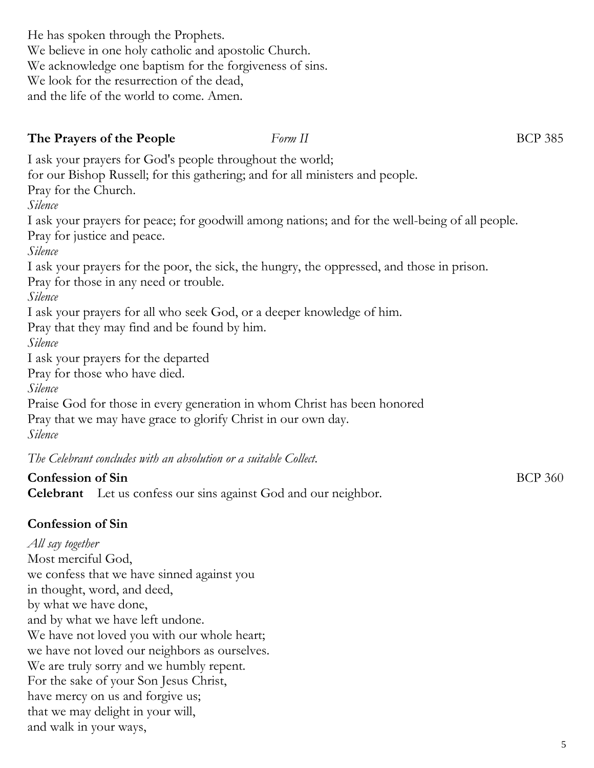He has spoken through the Prophets.  
We believe in one holy catholic and apostolic Church.  
We acknowledge one baptism for the forgiveness of sins.  
We look for the resurrection of the dead,  
and the life of the world to come. Amen.

### The Prayers of the People *Form II* BCP 385

I ask your prayers for God's people throughout the world;  
for our Bishop Russell; for this gathering; and for all ministers and people.  
Pray for the Church.  
*Silence*  
I ask your prayers for peace; for goodwill among nations; and for the well-being of all people.  
Pray for justice and peace.  
*Silence*  
I ask your prayers for the poor, the sick, the hungry, the oppressed, and those in prison.  
Pray for those in any need or trouble.  
*Silence*  
I ask your prayers for all who seek God, or a deeper knowledge of him.  
Pray that they may find and be found by him.  
*Silence*  
I ask your prayers for the departed  
Pray for those who have died.  
*Silence*  
Praise God for those in every generation in whom Christ has been honored  
Pray that we may have grace to glorify Christ in our own day.  
*Silence*

*The Celebrant concludes with an absolution or a suitable Collect.*

### Confession of Sin BCP 360

**Celebrant** Let us confess our sins against God and our neighbor.

### Confession of Sin

*All say together*  
Most merciful God,  
we confess that we have sinned against you  
in thought, word, and deed,  
by what we have done,  
and by what we have left undone.  
We have not loved you with our whole heart;  
we have not loved our neighbors as ourselves.  
We are truly sorry and we humbly repent.  
For the sake of your Son Jesus Christ,  
have mercy on us and forgive us;  
that we may delight in your will,  
and walk in your ways,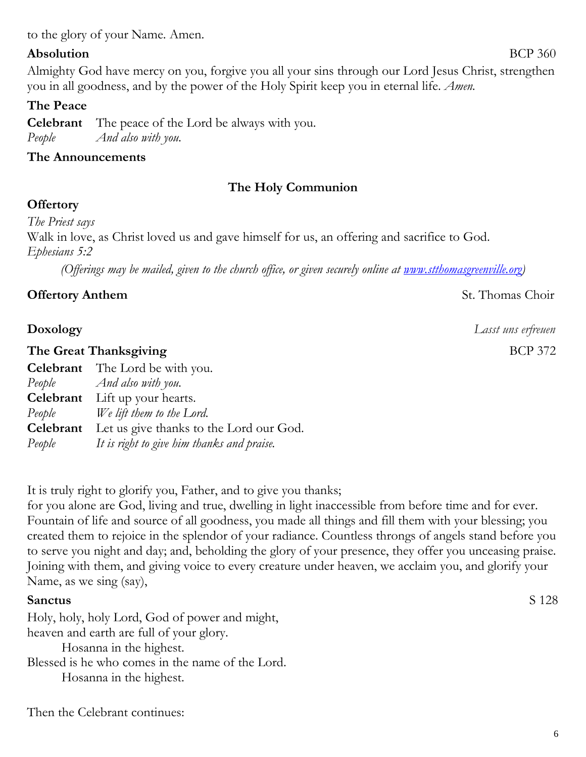to the glory of your Name. Amen.

**Absolution** BCP 360

Almighty God have mercy on you, forgive you all your sins through our Lord Jesus Christ, strengthen you in all goodness, and by the power of the Holy Spirit keep you in eternal life. *Amen.*

**The Peace**

**Celebrant** The peace of the Lord be always with you.
*People* *And also with you.*

**The Announcements**

## The Holy Communion

**Offertory**

*The Priest says*
Walk in love, as Christ loved us and gave himself for us, an offering and sacrifice to God.
*Ephesians 5:2*

*(Offerings may be mailed, given to the church office, or given securely online at [www.stthomasgreenville.org](http://www.stthomasgreenville.org))*

**Offertory Anthem** St. Thomas Choir

**Doxology** *Lasst uns erfreuen*

**The Great Thanksgiving** BCP 372

**Celebrant** The Lord be with you.
*People* *And also with you.*
**Celebrant** Lift up your hearts.
*People* *We lift them to the Lord.*
**Celebrant** Let us give thanks to the Lord our God.
*People* *It is right to give him thanks and praise.*

It is truly right to glorify you, Father, and to give you thanks;
for you alone are God, living and true, dwelling in light inaccessible from before time and for ever. Fountain of life and source of all goodness, you made all things and fill them with your blessing; you created them to rejoice in the splendor of your radiance. Countless throngs of angels stand before you to serve you night and day; and, beholding the glory of your presence, they offer you unceasing praise. Joining with them, and giving voice to every creature under heaven, we acclaim you, and glorify your Name, as we sing (say),

**Sanctus** S 128

Holy, holy, holy Lord, God of power and might,
heaven and earth are full of your glory.
Hosanna in the highest.
Blessed is he who comes in the name of the Lord.
Hosanna in the highest.

Then the Celebrant continues: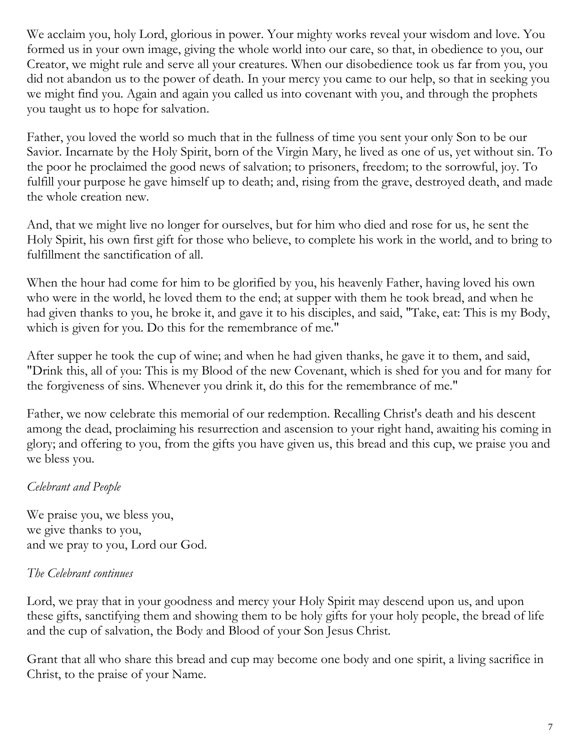We acclaim you, holy Lord, glorious in power. Your mighty works reveal your wisdom and love. You formed us in your own image, giving the whole world into our care, so that, in obedience to you, our Creator, we might rule and serve all your creatures. When our disobedience took us far from you, you did not abandon us to the power of death. In your mercy you came to our help, so that in seeking you we might find you. Again and again you called us into covenant with you, and through the prophets you taught us to hope for salvation.

Father, you loved the world so much that in the fullness of time you sent your only Son to be our Savior. Incarnate by the Holy Spirit, born of the Virgin Mary, he lived as one of us, yet without sin. To the poor he proclaimed the good news of salvation; to prisoners, freedom; to the sorrowful, joy. To fulfill your purpose he gave himself up to death; and, rising from the grave, destroyed death, and made the whole creation new.

And, that we might live no longer for ourselves, but for him who died and rose for us, he sent the Holy Spirit, his own first gift for those who believe, to complete his work in the world, and to bring to fulfillment the sanctification of all.

When the hour had come for him to be glorified by you, his heavenly Father, having loved his own who were in the world, he loved them to the end; at supper with them he took bread, and when he had given thanks to you, he broke it, and gave it to his disciples, and said, "Take, eat: This is my Body, which is given for you. Do this for the remembrance of me."

After supper he took the cup of wine; and when he had given thanks, he gave it to them, and said, "Drink this, all of you: This is my Blood of the new Covenant, which is shed for you and for many for the forgiveness of sins. Whenever you drink it, do this for the remembrance of me."

Father, we now celebrate this memorial of our redemption. Recalling Christ's death and his descent among the dead, proclaiming his resurrection and ascension to your right hand, awaiting his coming in glory; and offering to you, from the gifts you have given us, this bread and this cup, we praise you and we bless you.

*Celebrant and People*

We praise you, we bless you,
we give thanks to you,
and we pray to you, Lord our God.

*The Celebrant continues*

Lord, we pray that in your goodness and mercy your Holy Spirit may descend upon us, and upon these gifts, sanctifying them and showing them to be holy gifts for your holy people, the bread of life and the cup of salvation, the Body and Blood of your Son Jesus Christ.

Grant that all who share this bread and cup may become one body and one spirit, a living sacrifice in Christ, to the praise of your Name.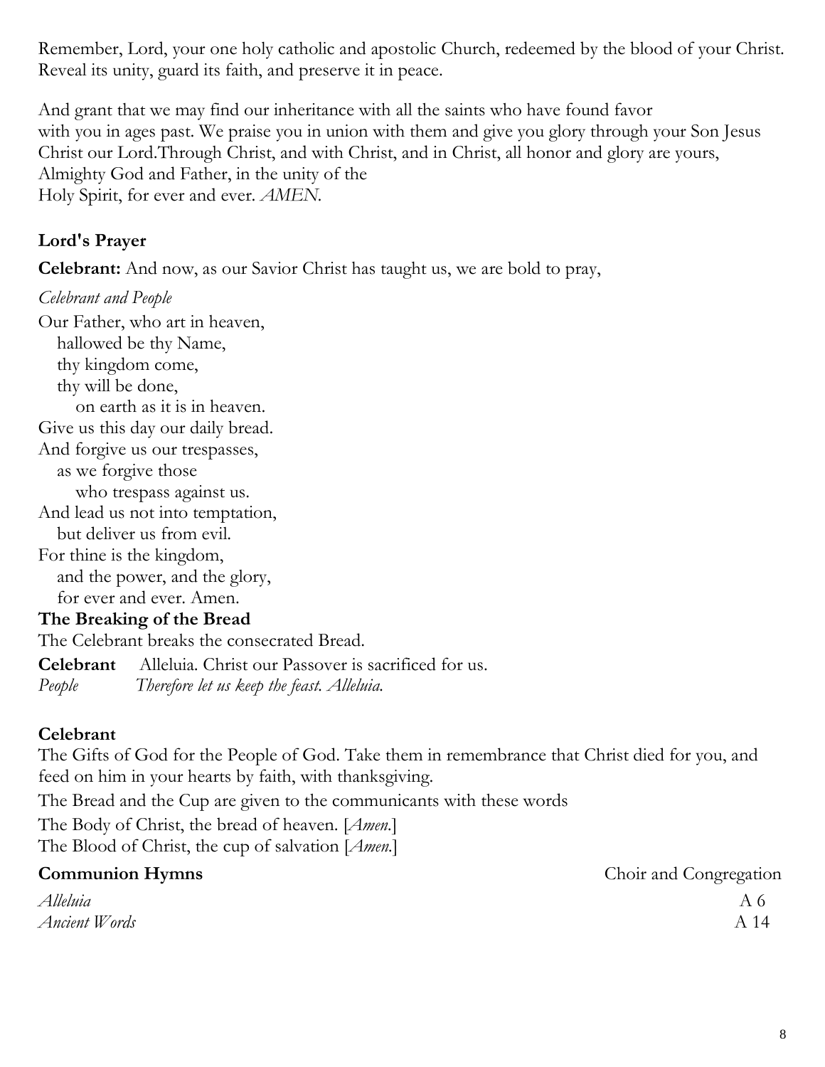Remember, Lord, your one holy catholic and apostolic Church, redeemed by the blood of your Christ. Reveal its unity, guard its faith, and preserve it in peace.

And grant that we may find our inheritance with all the saints who have found favor with you in ages past. We praise you in union with them and give you glory through your Son Jesus Christ our Lord.Through Christ, and with Christ, and in Christ, all honor and glory are yours, Almighty God and Father, in the unity of the Holy Spirit, for ever and ever. *AMEN.*

**Lord's Prayer**

**Celebrant:** And now, as our Savior Christ has taught us, we are bold to pray,

*Celebrant and People*

Our Father, who art in heaven,
   hallowed be thy Name,
   thy kingdom come,
   thy will be done,
      on earth as it is in heaven.
Give us this day our daily bread.
And forgive us our trespasses,
   as we forgive those
      who trespass against us.
And lead us not into temptation,
   but deliver us from evil.
For thine is the kingdom,
   and the power, and the glory,
   for ever and ever. Amen.

**The Breaking of the Bread**

The Celebrant breaks the consecrated Bread.

**Celebrant** Alleluia. Christ our Passover is sacrificed for us.
*People Therefore let us keep the feast. Alleluia.*

**Celebrant**

The Gifts of God for the People of God. Take them in remembrance that Christ died for you, and feed on him in your hearts by faith, with thanksgiving.

The Bread and the Cup are given to the communicants with these words

The Body of Christ, the bread of heaven. [*Amen.*]
The Blood of Christ, the cup of salvation [*Amen.*]

**Communion Hymns** Choir and Congregation

*Alleluia* A 6
*Ancient Words* A 14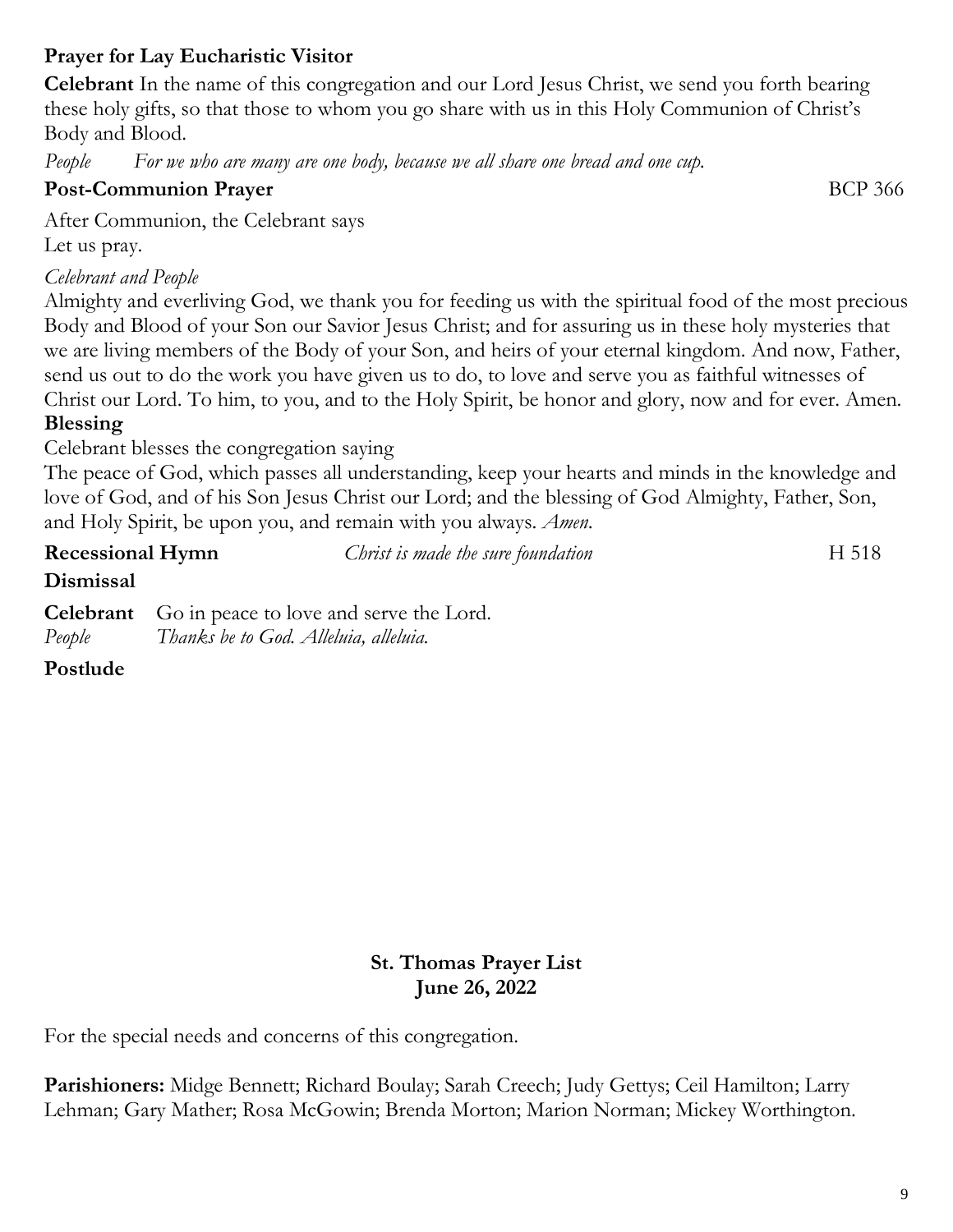**Prayer for Lay Eucharistic Visitor**

**Celebrant** In the name of this congregation and our Lord Jesus Christ, we send you forth bearing these holy gifts, so that those to whom you go share with us in this Holy Communion of Christ's Body and Blood.

*People* *For we who are many are one body, because we all share one bread and one cup.*

**Post-Communion Prayer** BCP 366

After Communion, the Celebrant says
Let us pray.

*Celebrant and People*
Almighty and everliving God, we thank you for feeding us with the spiritual food of the most precious Body and Blood of your Son our Savior Jesus Christ; and for assuring us in these holy mysteries that we are living members of the Body of your Son, and heirs of your eternal kingdom. And now, Father, send us out to do the work you have given us to do, to love and serve you as faithful witnesses of Christ our Lord. To him, to you, and to the Holy Spirit, be honor and glory, now and for ever. Amen.

**Blessing**

Celebrant blesses the congregation saying
The peace of God, which passes all understanding, keep your hearts and minds in the knowledge and love of God, and of his Son Jesus Christ our Lord; and the blessing of God Almighty, Father, Son, and Holy Spirit, be upon you, and remain with you always. *Amen.*

**Recessional Hymn** *Christ is made the sure foundation* H 518

**Dismissal**

**Celebrant** Go in peace to love and serve the Lord.
*People* *Thanks be to God. Alleluia, alleluia.*

**Postlude**

**St. Thomas Prayer List**
**June 26, 2022**

For the special needs and concerns of this congregation.

**Parishioners:** Midge Bennett; Richard Boulay; Sarah Creech; Judy Gettys; Ceil Hamilton; Larry Lehman; Gary Mather; Rosa McGowin; Brenda Morton; Marion Norman; Mickey Worthington.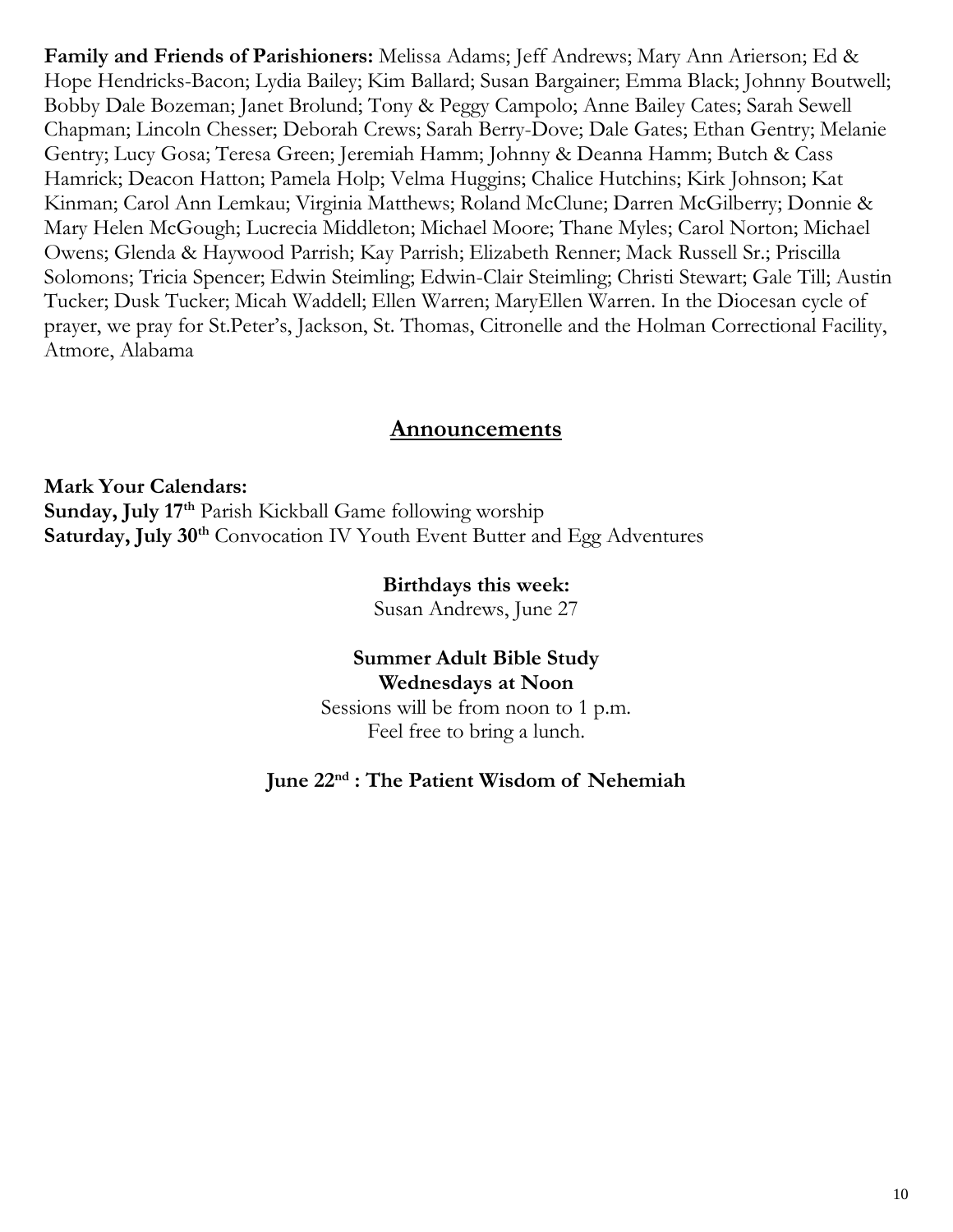**Family and Friends of Parishioners:** Melissa Adams; Jeff Andrews; Mary Ann Arierson; Ed & Hope Hendricks-Bacon; Lydia Bailey; Kim Ballard; Susan Bargainer; Emma Black; Johnny Boutwell; Bobby Dale Bozeman; Janet Brolund; Tony & Peggy Campolo; Anne Bailey Cates; Sarah Sewell Chapman; Lincoln Chesser; Deborah Crews; Sarah Berry-Dove; Dale Gates; Ethan Gentry; Melanie Gentry; Lucy Gosa; Teresa Green; Jeremiah Hamm; Johnny & Deanna Hamm; Butch & Cass Hamrick; Deacon Hatton; Pamela Holp; Velma Huggins; Chalice Hutchins; Kirk Johnson; Kat Kinman; Carol Ann Lemkau; Virginia Matthews; Roland McClune; Darren McGilberry; Donnie & Mary Helen McGough; Lucrecia Middleton; Michael Moore; Thane Myles; Carol Norton; Michael Owens; Glenda & Haywood Parrish; Kay Parrish; Elizabeth Renner; Mack Russell Sr.; Priscilla Solomons; Tricia Spencer; Edwin Steimling; Edwin-Clair Steimling; Christi Stewart; Gale Till; Austin Tucker; Dusk Tucker; Micah Waddell; Ellen Warren; MaryEllen Warren. In the Diocesan cycle of prayer, we pray for St.Peter's, Jackson, St. Thomas, Citronelle and the Holman Correctional Facility, Atmore, Alabama

## Announcements

**Mark Your Calendars:**
**Sunday, July 17th** Parish Kickball Game following worship
**Saturday, July 30th** Convocation IV Youth Event Butter and Egg Adventures

**Birthdays this week:**
Susan Andrews, June 27

**Summer Adult Bible Study**
**Wednesdays at Noon**
Sessions will be from noon to 1 p.m.
Feel free to bring a lunch.

**June 22nd : The Patient Wisdom of Nehemiah**